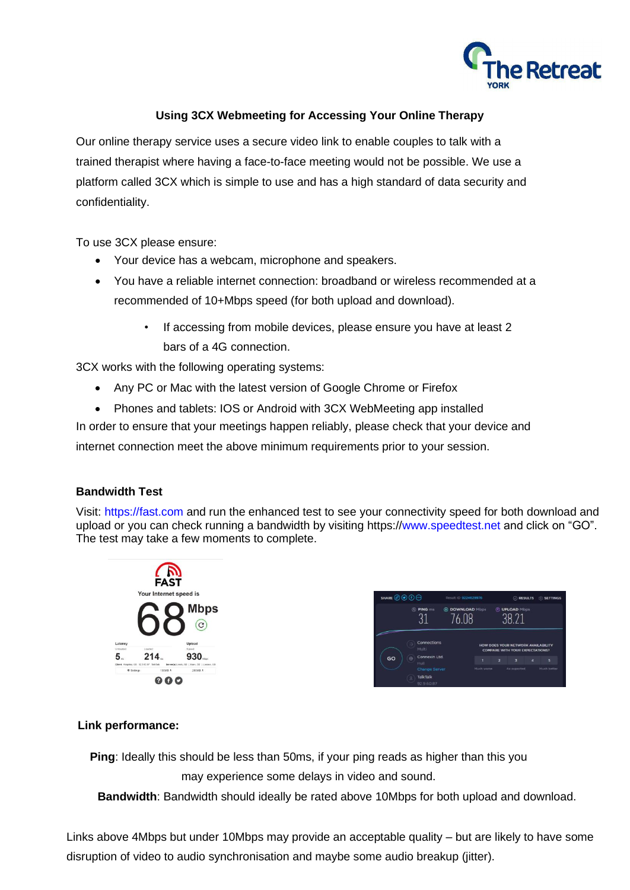## Using 3CX Webmeeting for Accessing Your Online Therapy

Our online therapy service uses a secure video link to enable couples to talk with a trained therapist where having a face-to-face meeting would not be possible. We use a platform called 3CX which is simple to use and has a high standard of data security and confidentiality.

To use 3CX please ensure:

- Your device has a webcam, microphone and speakers.
- You have a reliable internet connection: broadband or wireless recommended at a recommended of 10+Mbps speed (for both upload and download).
    - If accessing from mobile devices, please ensure you have at least 2 bars of a 4G connection.

3CX works with the following operating systems:

- Any PC or Mac with the latest version of Google Chrome or Firefox
- Phones and tablets: IOS or Android with 3CX WebMeeting app installed

In order to ensure that your meetings happen reliably, please check that your device and internet connection meet the above minimum requirements prior to your session.

### Bandwidth Test

Visit: https://fast.com and run the enhanced test to see your connectivity speed for both download and upload or you can check running a bandwidth by visiting https://www.speedtest.net and click on "GO". The test may take a few moments to complete.

### Link performance:

**Ping**: Ideally this should be less than 50ms, if your ping reads as higher than this you may experience some delays in video and sound.

**Bandwidth**: Bandwidth should ideally be rated above 10Mbps for both upload and download.

Links above 4Mbps but under 10Mbps may provide an acceptable quality – but are likely to have some disruption of video to audio synchronisation and maybe some audio breakup (jitter).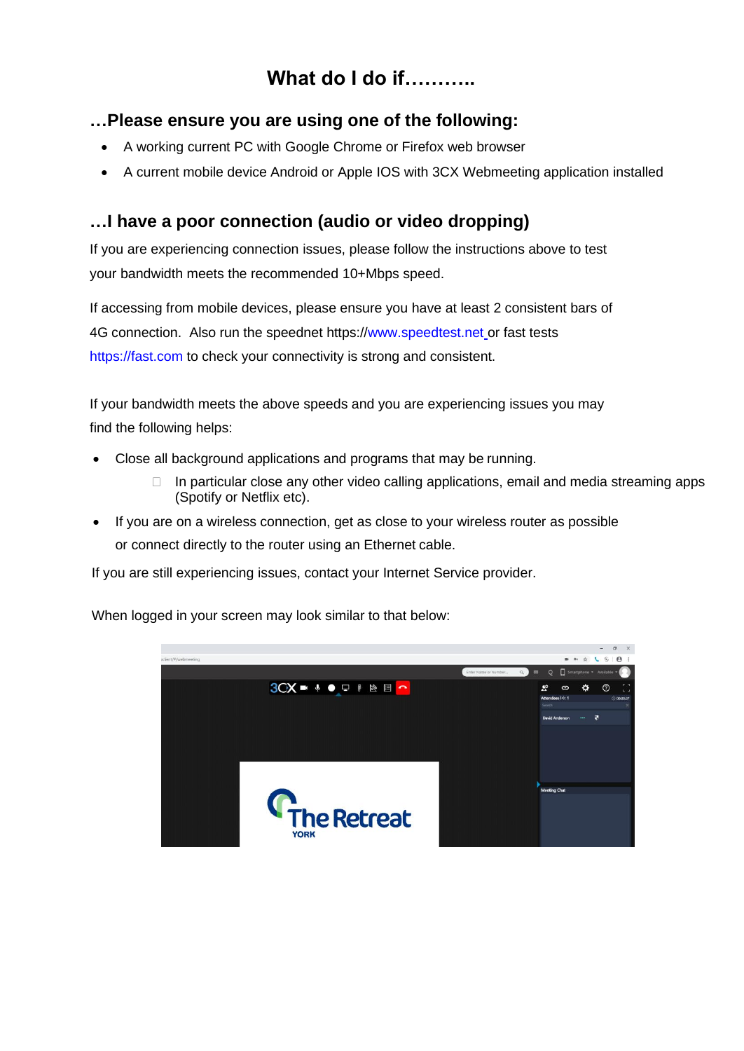# What do I do if………..

## …Please ensure you are using one of the following:

- A working current PC with Google Chrome or Firefox web browser
- A current mobile device Android or Apple IOS with 3CX Webmeeting application installed

## …I have a poor connection (audio or video dropping)

If you are experiencing connection issues, please follow the instructions above to test your bandwidth meets the recommended 10+Mbps speed.

If accessing from mobile devices, please ensure you have at least 2 consistent bars of 4G connection. Also run the speednet https://www.speedtest.net or fast tests https://fast.com to check your connectivity is strong and consistent.

If your bandwidth meets the above speeds and you are experiencing issues you may find the following helps:

- Close all background applications and programs that may be running.
  - In particular close any other video calling applications, email and media streaming apps (Spotify or Netflix etc).
- If you are on a wireless connection, get as close to your wireless router as possible or connect directly to the router using an Ethernet cable.

If you are still experiencing issues, contact your Internet Service provider.

When logged in your screen may look similar to that below: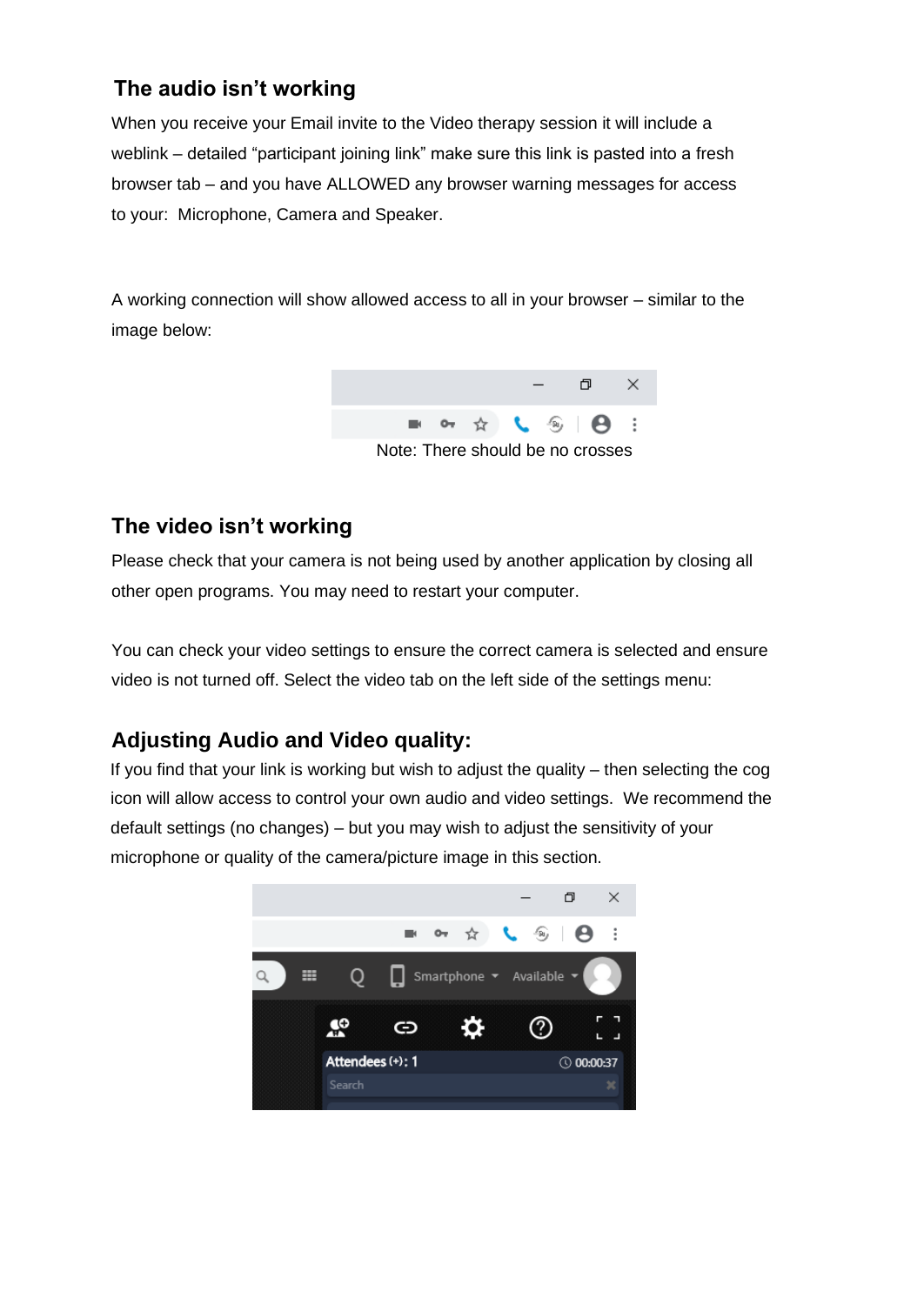## The audio isn't working

When you receive your Email invite to the Video therapy session it will include a weblink – detailed "participant joining link" make sure this link is pasted into a fresh browser tab – and you have ALLOWED any browser warning messages for access to your: Microphone, Camera and Speaker.

A working connection will show allowed access to all in your browser – similar to the image below:

Note: There should be no crosses

## The video isn't working

Please check that your camera is not being used by another application by closing all other open programs. You may need to restart your computer.

You can check your video settings to ensure the correct camera is selected and ensure video is not turned off. Select the video tab on the left side of the settings menu:

## Adjusting Audio and Video quality:

If you find that your link is working but wish to adjust the quality – then selecting the cog icon will allow access to control your own audio and video settings. We recommend the default settings (no changes) – but you may wish to adjust the sensitivity of your microphone or quality of the camera/picture image in this section.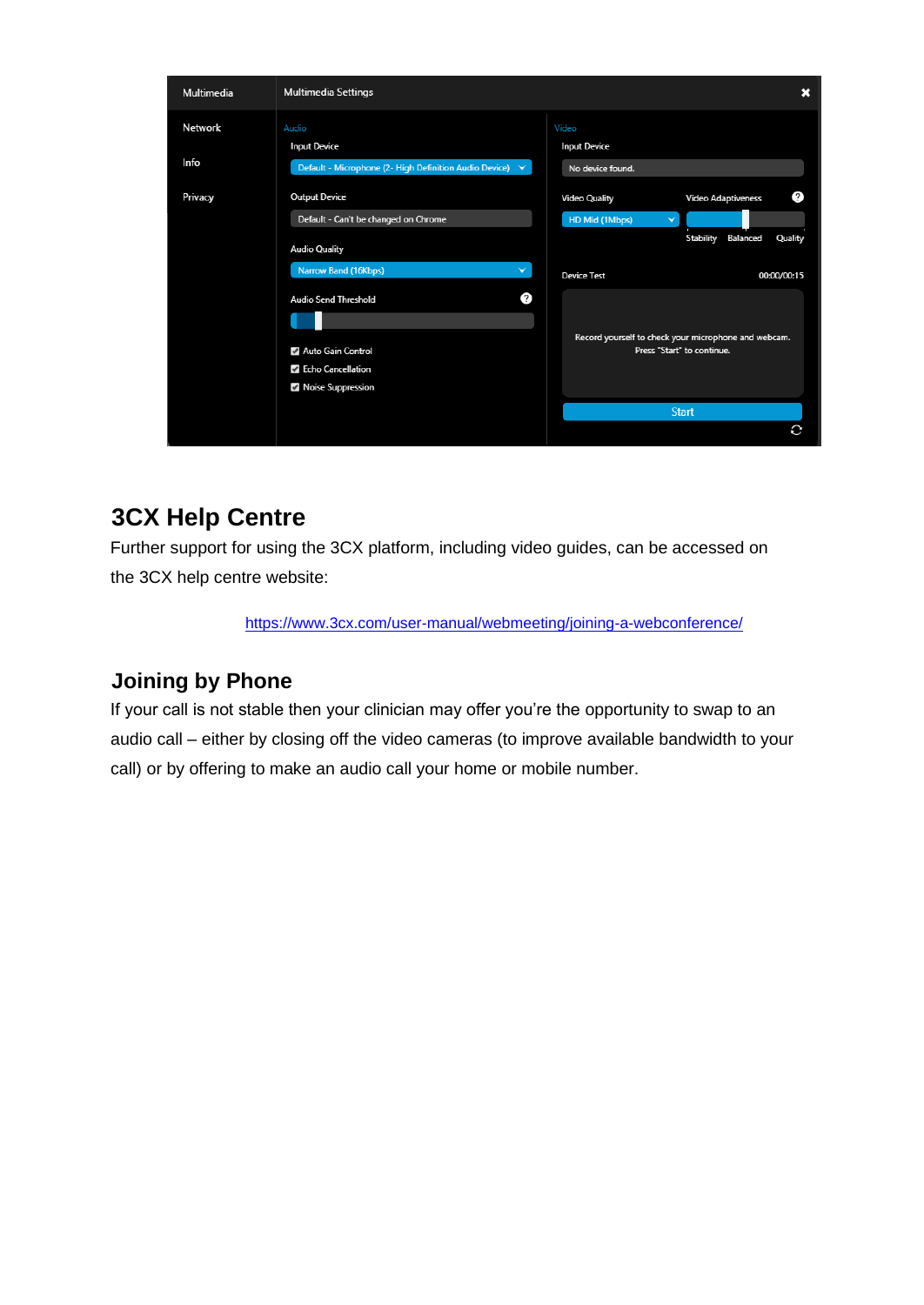## 3CX Help Centre

Further support for using the 3CX platform, including video guides, can be accessed on the 3CX help centre website:

https://www.3cx.com/user-manual/webmeeting/joining-a-webconference/

## Joining by Phone

If your call is not stable then your clinician may offer you're the opportunity to swap to an audio call – either by closing off the video cameras (to improve available bandwidth to your call) or by offering to make an audio call your home or mobile number.